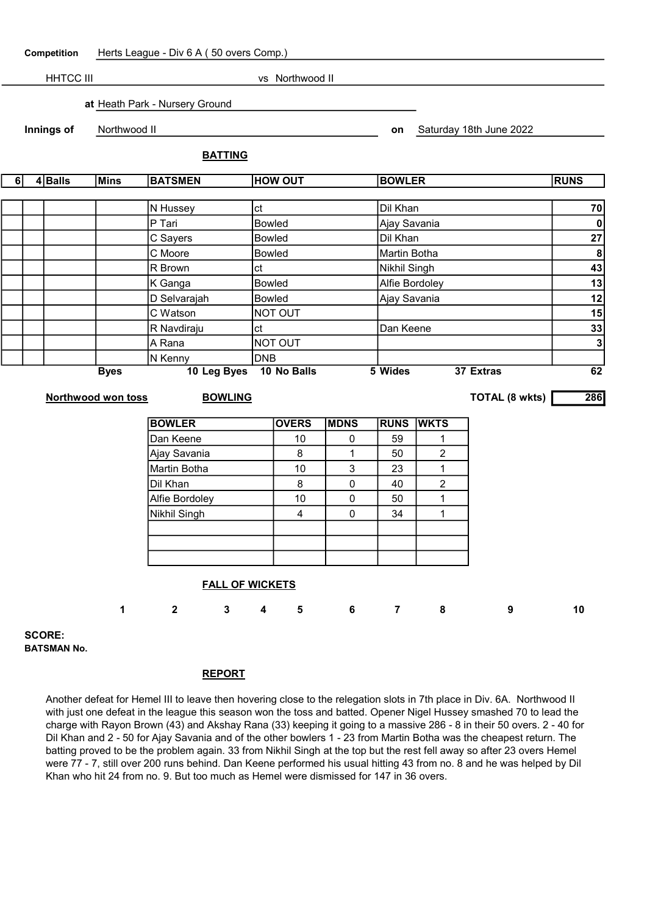**Competition** Herts League - Div 6 A ( 50 overs Comp.)

HHTCC III vs Northwood II

**at** Heath Park - Nursery Ground

**Innings of** Northwood II **on** Saturday 18th June 2022

## BATTING

| 6 | 4 | Balls | Mins | BATSMEN | HOW OUT | BOWLER | RUNS |
|---|---|---|---|---|---|---|---|
| | | | | N Hussey | ct | Dil Khan | 70 |
| | | | | P Tari | Bowled | Ajay Savania | 0 |
| | | | | C Sayers | Bowled | Dil Khan | 27 |
| | | | | C Moore | Bowled | Martin Botha | 8 |
| | | | | R Brown | ct | Nikhil Singh | 43 |
| | | | | K Ganga | Bowled | Alfie Bordoley | 13 |
| | | | | D Selvarajah | Bowled | Ajay Savania | 12 |
| | | | | C Watson | NOT OUT | | 15 |
| | | | | R Navdiraju | ct | Dan Keene | 33 |
| | | | | A Rana | NOT OUT | | 3 |
| | | | | N Kenny | DNB | | |

**Byes** 10 **Leg Byes** 10 **No Balls** 5 **Wides** 37 **Extras** 62

**Northwood won toss**

**TOTAL (8 wkts)** 286

## BOWLING

| BOWLER | OVERS | MDNS | RUNS | WKTS |
|---|---|---|---|---|
| Dan Keene | 10 | 0 | 59 | 1 |
| Ajay Savania | 8 | 1 | 50 | 2 |
| Martin Botha | 10 | 3 | 23 | 1 |
| Dil Khan | 8 | 0 | 40 | 2 |
| Alfie Bordoley | 10 | 0 | 50 | 1 |
| Nikhil Singh | 4 | 0 | 34 | 1 |
| | | | | |
| | | | | |
| | | | | |

## FALL OF WICKETS

| | 1 | 2 | 3 | 4 | 5 | 6 | 7 | 8 | 9 | 10 |
|---|---|---|---|---|---|---|---|---|---|---|
| **SCORE:** | | | | | | | | | | |
| **BATSMAN No.** | | | | | | | | | | |

## REPORT

Another defeat for Hemel III to leave then hovering close to the relegation slots in 7th place in Div. 6A. Northwood II with just one defeat in the league this season won the toss and batted. Opener Nigel Hussey smashed 70 to lead the charge with Rayon Brown (43) and Akshay Rana (33) keeping it going to a massive 286 - 8 in their 50 overs. 2 - 40 for Dil Khan and 2 - 50 for Ajay Savania and of the other bowlers 1 - 23 from Martin Botha was the cheapest return. The batting proved to be the problem again. 33 from Nikhil Singh at the top but the rest fell away so after 23 overs Hemel were 77 - 7, still over 200 runs behind. Dan Keene performed his usual hitting 43 from no. 8 and he was helped by Dil Khan who hit 24 from no. 9. But too much as Hemel were dismissed for 147 in 36 overs.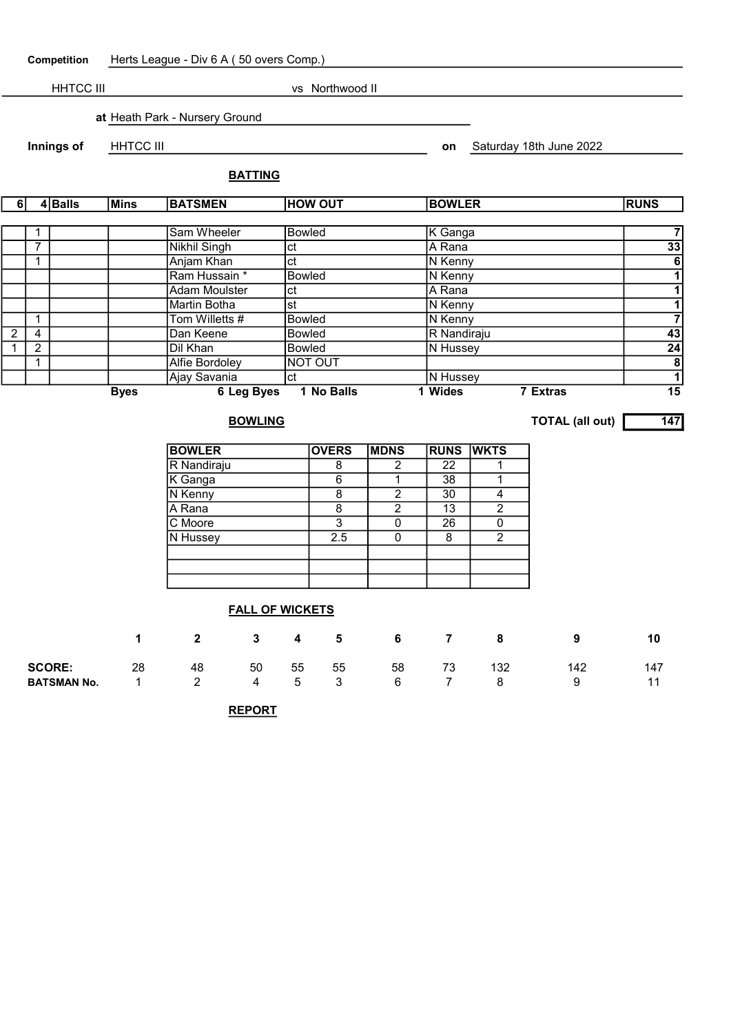**Competition** Herts League - Div 6 A ( 50 overs Comp.)

HHTCC III vs Northwood II

**at** Heath Park - Nursery Ground

**Innings of** HHTCC III **on** Saturday 18th June 2022

## BATTING

| 6 | 4 | Balls | Mins | BATSMEN | HOW OUT | BOWLER | RUNS |
|---|---|---|---|---|---|---|---|
| | 1 | | | Sam Wheeler | Bowled | K Ganga | 7 |
| | 7 | | | Nikhil Singh | ct | A Rana | 33 |
| | 1 | | | Anjam Khan | ct | N Kenny | 6 |
| | | | | Ram Hussain * | Bowled | N Kenny | 1 |
| | | | | Adam Moulster | ct | A Rana | 1 |
| | | | | Martin Botha | st | N Kenny | 1 |
| | 1 | | | Tom Willetts # | Bowled | N Kenny | 7 |
| 2 | 4 | | | Dan Keene | Bowled | R Nandiraju | 43 |
| 1 | 2 | | | Dil Khan | Bowled | N Hussey | 24 |
| | 1 | | | Alfie Bordoley | NOT OUT | | 8 |
| | | | | Ajay Savania | ct | N Hussey | 1 |

**Byes** 6 **Leg Byes** 1 **No Balls** 1 **Wides** 7 **Extras** 15

## BOWLING

**TOTAL (all out)** 147

| BOWLER | OVERS | MDNS | RUNS | WKTS |
|---|---|---|---|---|
| R Nandiraju | 8 | 2 | 22 | 1 |
| K Ganga | 6 | 1 | 38 | 1 |
| N Kenny | 8 | 2 | 30 | 4 |
| A Rana | 8 | 2 | 13 | 2 |
| C Moore | 3 | 0 | 26 | 0 |
| N Hussey | 2.5 | 0 | 8 | 2 |
| | | | | |
| | | | | |
| | | | | |

## FALL OF WICKETS

| | 1 | 2 | 3 | 4 | 5 | 6 | 7 | 8 | 9 | 10 |
|---|---|---|---|---|---|---|---|---|---|---|
| **SCORE:** | 28 | 48 | 50 | 55 | 55 | 58 | 73 | 132 | 142 | 147 |
| **BATSMAN No.** | 1 | 2 | 4 | 5 | 3 | 6 | 7 | 8 | 9 | 11 |

## REPORT